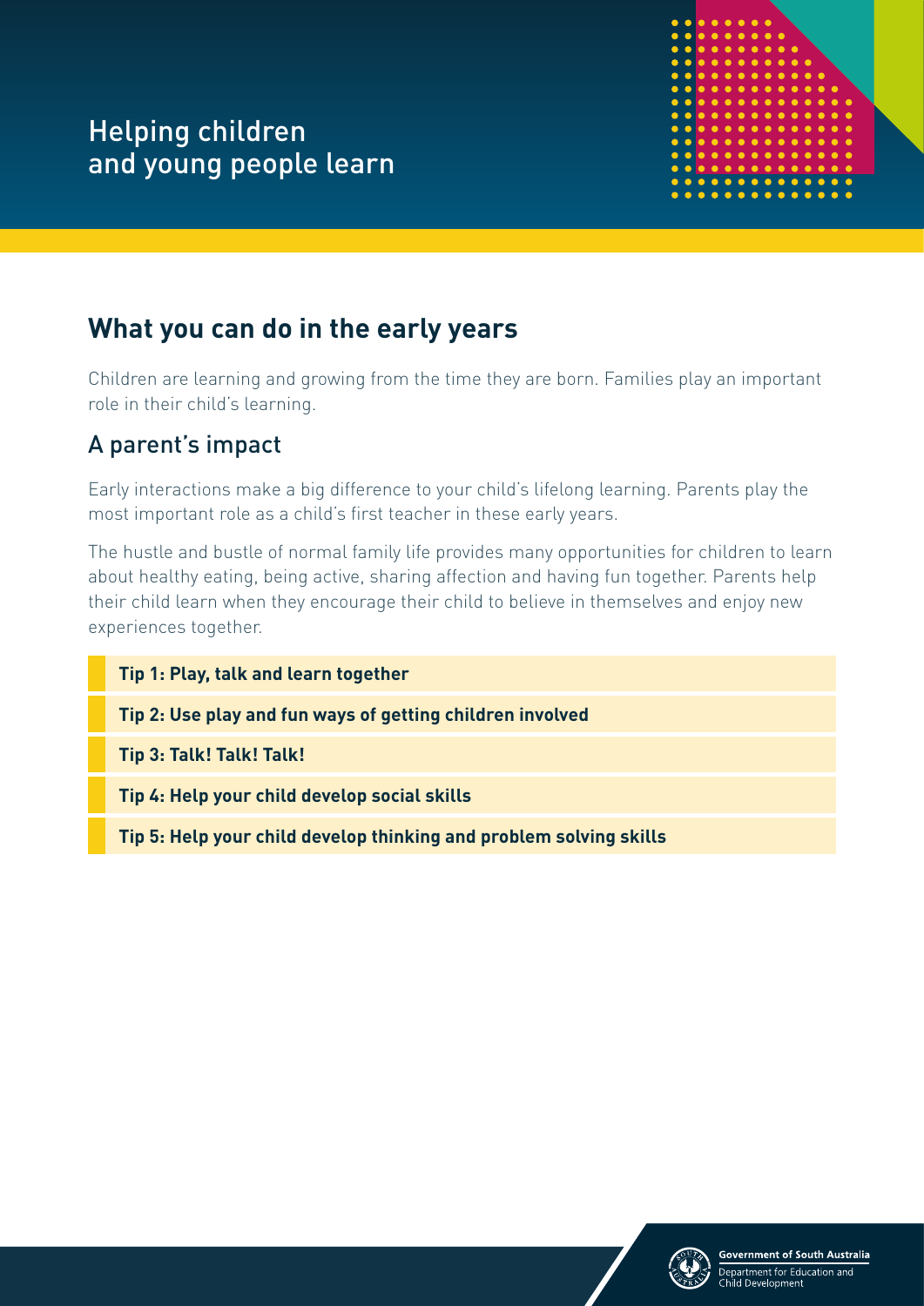# Helping children and young people learn

## What you can do in the early years

Children are learning and growing from the time they are born. Families play an important role in their child's learning.

### A parent's impact

Early interactions make a big difference to your child's lifelong learning. Parents play the most important role as a child's first teacher in these early years.

The hustle and bustle of normal family life provides many opportunities for children to learn about healthy eating, being active, sharing affection and having fun together. Parents help their child learn when they encourage their child to believe in themselves and enjoy new experiences together.

**Tip 1: Play, talk and learn together**

**Tip 2: Use play and fun ways of getting children involved**

**Tip 3: Talk! Talk! Talk!**

**Tip 4: Help your child develop social skills**

**Tip 5: Help your child develop thinking and problem solving skills**

Government of South Australia
Department for Education and Child Development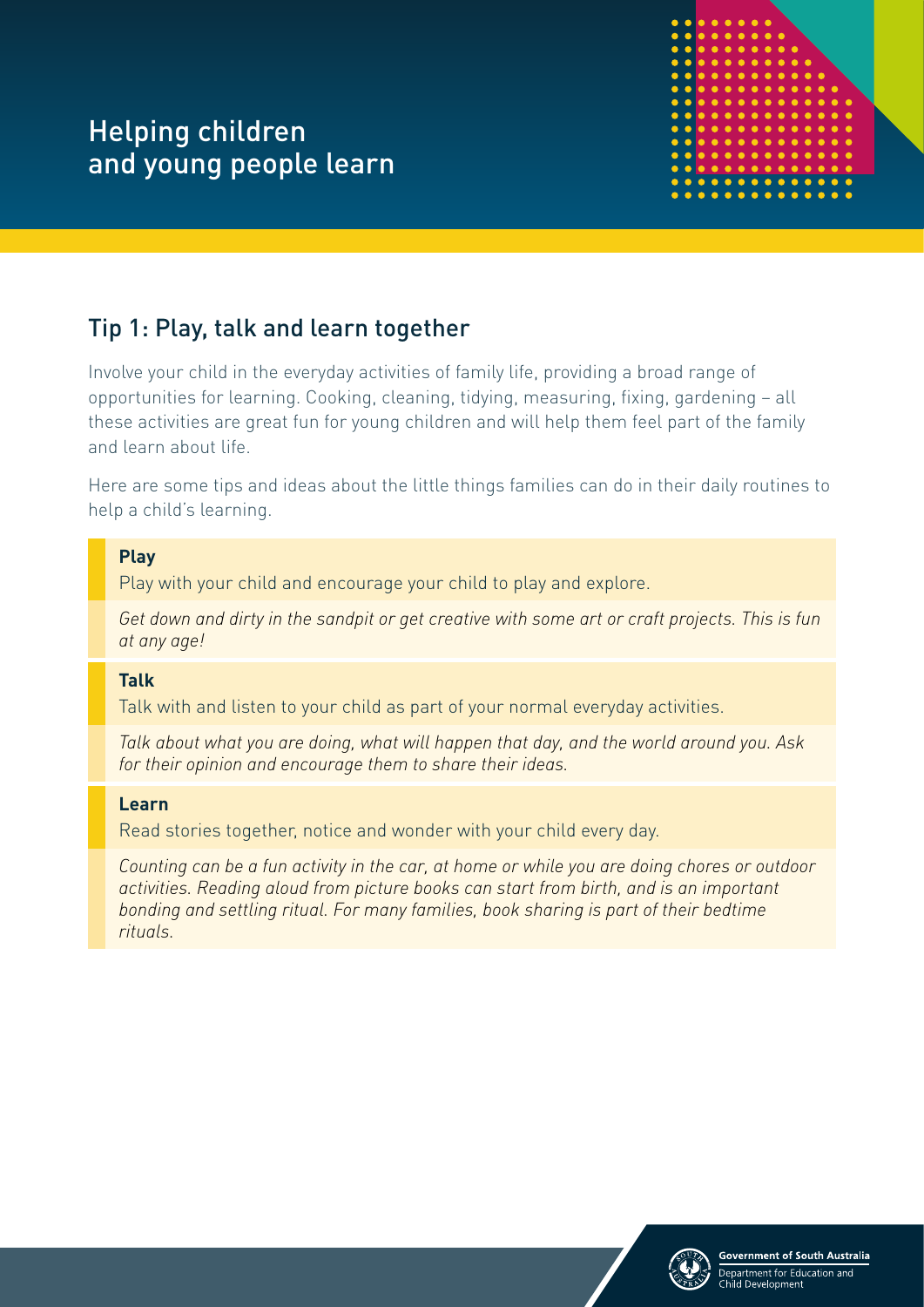# Helping children and young people learn

## Tip 1: Play, talk and learn together

Involve your child in the everyday activities of family life, providing a broad range of opportunities for learning. Cooking, cleaning, tidying, measuring, fixing, gardening – all these activities are great fun for young children and will help them feel part of the family and learn about life.

Here are some tips and ideas about the little things families can do in their daily routines to help a child's learning.

**Play**

Play with your child and encourage your child to play and explore.

*Get down and dirty in the sandpit or get creative with some art or craft projects. This is fun at any age!*

**Talk**

Talk with and listen to your child as part of your normal everyday activities.

*Talk about what you are doing, what will happen that day, and the world around you. Ask for their opinion and encourage them to share their ideas.*

**Learn**

Read stories together, notice and wonder with your child every day.

*Counting can be a fun activity in the car, at home or while you are doing chores or outdoor activities. Reading aloud from picture books can start from birth, and is an important bonding and settling ritual. For many families, book sharing is part of their bedtime rituals.*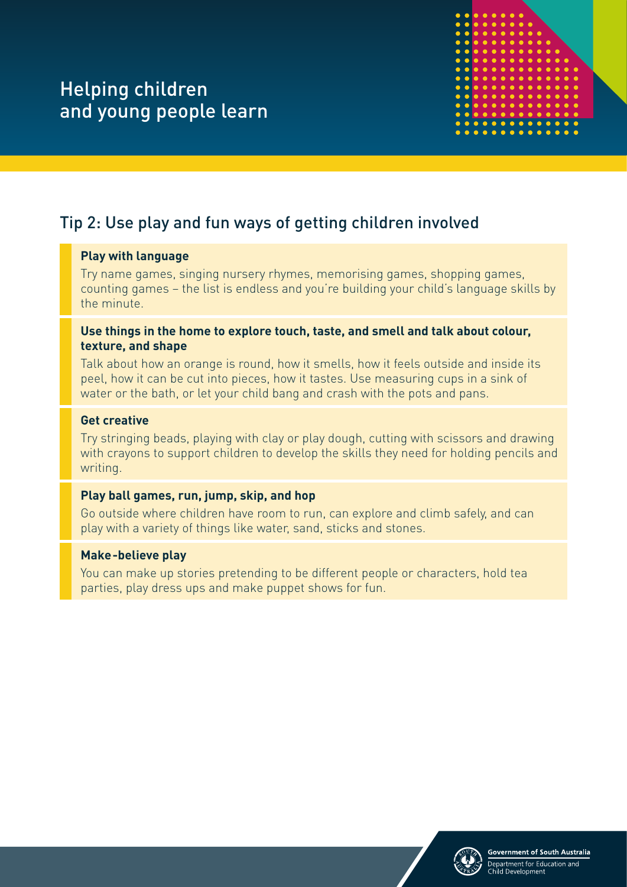# Helping children and young people learn

## Tip 2: Use play and fun ways of getting children involved

**Play with language**

Try name games, singing nursery rhymes, memorising games, shopping games, counting games – the list is endless and you're building your child's language skills by the minute.

**Use things in the home to explore touch, taste, and smell and talk about colour, texture, and shape**

Talk about how an orange is round, how it smells, how it feels outside and inside its peel, how it can be cut into pieces, how it tastes. Use measuring cups in a sink of water or the bath, or let your child bang and crash with the pots and pans.

**Get creative**

Try stringing beads, playing with clay or play dough, cutting with scissors and drawing with crayons to support children to develop the skills they need for holding pencils and writing.

**Play ball games, run, jump, skip, and hop**

Go outside where children have room to run, can explore and climb safely, and can play with a variety of things like water, sand, sticks and stones.

**Make-believe play**

You can make up stories pretending to be different people or characters, hold tea parties, play dress ups and make puppet shows for fun.

Government of South Australia
Department for Education and Child Development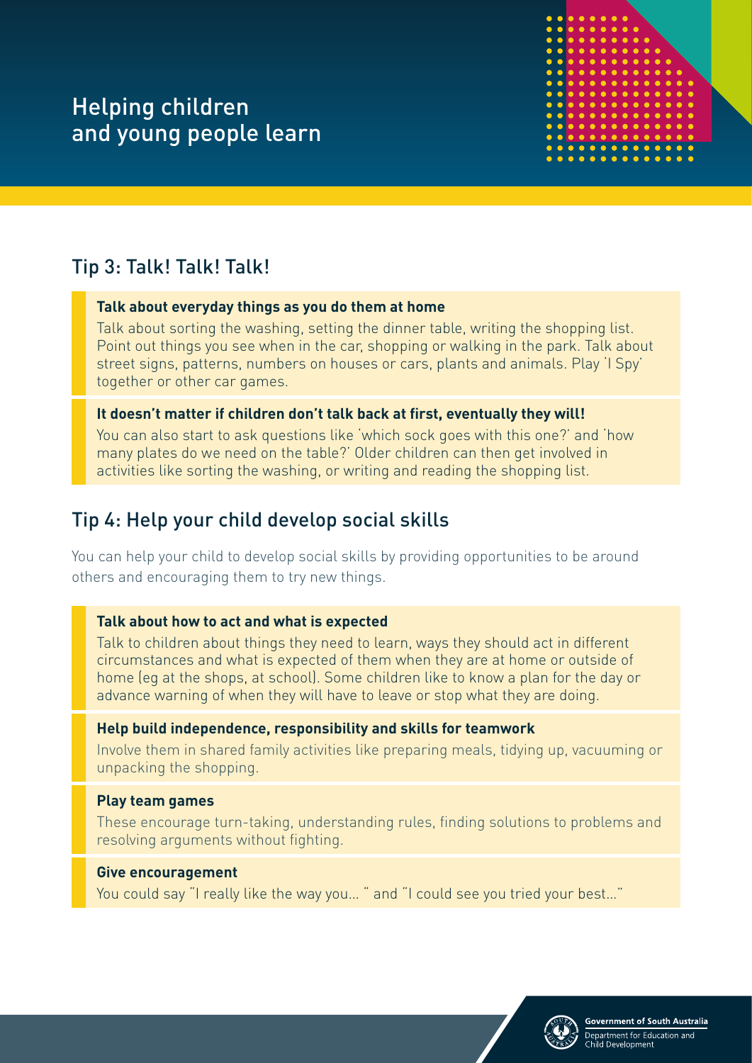# Helping children and young people learn

## Tip 3: Talk! Talk! Talk!

**Talk about everyday things as you do them at home**

Talk about sorting the washing, setting the dinner table, writing the shopping list. Point out things you see when in the car, shopping or walking in the park. Talk about street signs, patterns, numbers on houses or cars, plants and animals. Play 'I Spy' together or other car games.

**It doesn't matter if children don't talk back at first, eventually they will!**

You can also start to ask questions like 'which sock goes with this one?' and 'how many plates do we need on the table?' Older children can then get involved in activities like sorting the washing, or writing and reading the shopping list.

## Tip 4: Help your child develop social skills

You can help your child to develop social skills by providing opportunities to be around others and encouraging them to try new things.

**Talk about how to act and what is expected**

Talk to children about things they need to learn, ways they should act in different circumstances and what is expected of them when they are at home or outside of home (eg at the shops, at school). Some children like to know a plan for the day or advance warning of when they will have to leave or stop what they are doing.

**Help build independence, responsibility and skills for teamwork**

Involve them in shared family activities like preparing meals, tidying up, vacuuming or unpacking the shopping.

**Play team games**

These encourage turn-taking, understanding rules, finding solutions to problems and resolving arguments without fighting.

**Give encouragement**

You could say "I really like the way you… " and "I could see you tried your best…"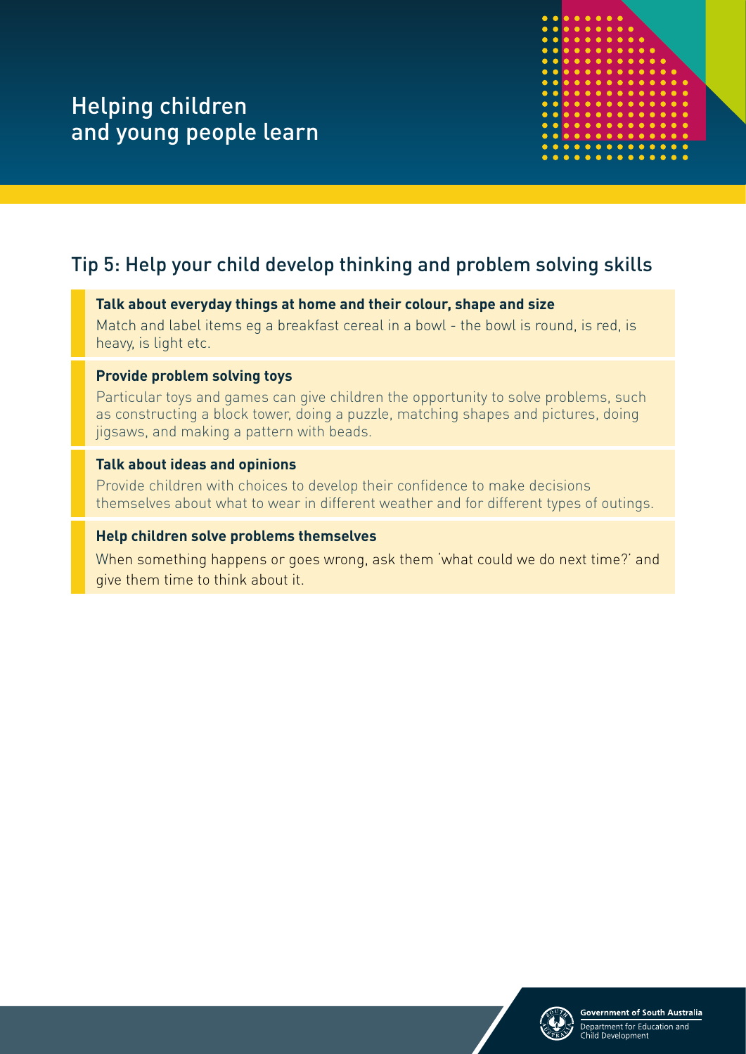# Helping children and young people learn

## Tip 5: Help your child develop thinking and problem solving skills

**Talk about everyday things at home and their colour, shape and size**

Match and label items eg a breakfast cereal in a bowl - the bowl is round, is red, is heavy, is light etc.

**Provide problem solving toys**

Particular toys and games can give children the opportunity to solve problems, such as constructing a block tower, doing a puzzle, matching shapes and pictures, doing jigsaws, and making a pattern with beads.

**Talk about ideas and opinions**

Provide children with choices to develop their confidence to make decisions themselves about what to wear in different weather and for different types of outings.

**Help children solve problems themselves**

When something happens or goes wrong, ask them 'what could we do next time?' and give them time to think about it.

Government of South Australia
Department for Education and Child Development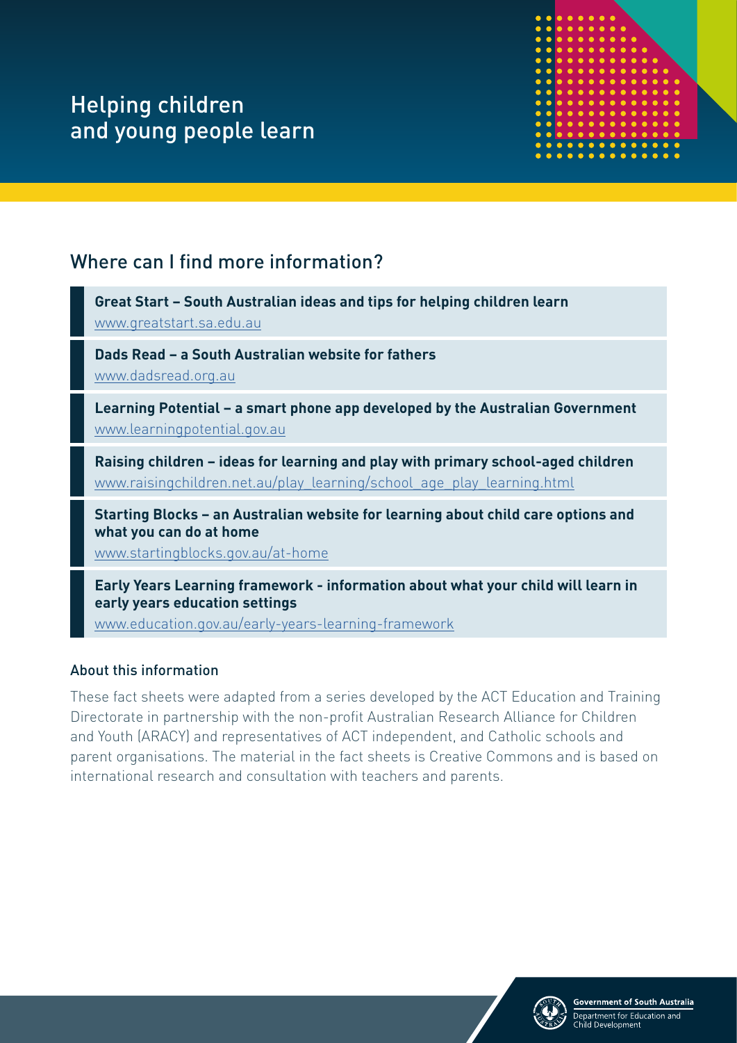# Helping children and young people learn

## Where can I find more information?

**Great Start – South Australian ideas and tips for helping children learn**
www.greatstart.sa.edu.au

**Dads Read – a South Australian website for fathers**
www.dadsread.org.au

**Learning Potential – a smart phone app developed by the Australian Government**
www.learningpotential.gov.au

**Raising children – ideas for learning and play with primary school-aged children**
www.raisingchildren.net.au/play_learning/school_age_play_learning.html

**Starting Blocks – an Australian website for learning about child care options and what you can do at home**
www.startingblocks.gov.au/at-home

**Early Years Learning framework - information about what your child will learn in early years education settings**
www.education.gov.au/early-years-learning-framework

### About this information

These fact sheets were adapted from a series developed by the ACT Education and Training Directorate in partnership with the non-profit Australian Research Alliance for Children and Youth (ARACY) and representatives of ACT independent, and Catholic schools and parent organisations. The material in the fact sheets is Creative Commons and is based on international research and consultation with teachers and parents.

Government of South Australia
Department for Education and Child Development